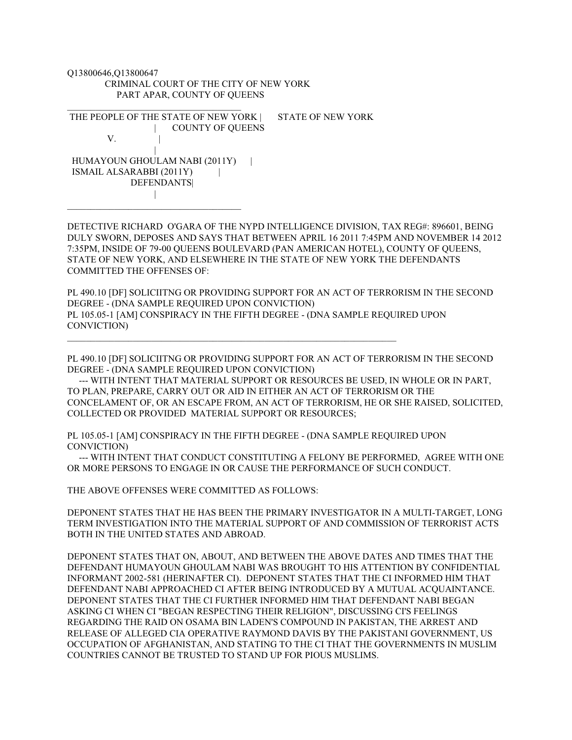Q13800646,Q13800647

CRIMINAL COURT OF THE CITY OF NEW YORK
PART APAR, COUNTY OF QUEENS

---

THE PEOPLE OF THE STATE OF NEW YORK | STATE OF NEW YORK
| COUNTY OF QUEENS
V. |
|
HUMAYOUN GHOULAM NABI (2011Y) |
ISMAIL ALSARABBI (2011Y) |
DEFENDANTS|
|

---

DETECTIVE RICHARD O'GARA OF THE NYPD INTELLIGENCE DIVISION, TAX REG#: 896601, BEING DULY SWORN, DEPOSES AND SAYS THAT BETWEEN APRIL 16 2011 7:45PM AND NOVEMBER 14 2012 7:35PM, INSIDE OF 79-00 QUEENS BOULEVARD (PAN AMERICAN HOTEL), COUNTY OF QUEENS, STATE OF NEW YORK, AND ELSEWHERE IN THE STATE OF NEW YORK THE DEFENDANTS COMMITTED THE OFFENSES OF:

PL 490.10 [DF] SOLICIITNG OR PROVIDING SUPPORT FOR AN ACT OF TERRORISM IN THE SECOND DEGREE - (DNA SAMPLE REQUIRED UPON CONVICTION)
PL 105.05-1 [AM] CONSPIRACY IN THE FIFTH DEGREE - (DNA SAMPLE REQUIRED UPON CONVICTION)

---

PL 490.10 [DF] SOLICIITNG OR PROVIDING SUPPORT FOR AN ACT OF TERRORISM IN THE SECOND DEGREE - (DNA SAMPLE REQUIRED UPON CONVICTION)
--- WITH INTENT THAT MATERIAL SUPPORT OR RESOURCES BE USED, IN WHOLE OR IN PART, TO PLAN, PREPARE, CARRY OUT OR AID IN EITHER AN ACT OF TERRORISM OR THE CONCELAMENT OF, OR AN ESCAPE FROM, AN ACT OF TERRORISM, HE OR SHE RAISED, SOLICITED, COLLECTED OR PROVIDED MATERIAL SUPPORT OR RESOURCES;

PL 105.05-1 [AM] CONSPIRACY IN THE FIFTH DEGREE - (DNA SAMPLE REQUIRED UPON CONVICTION)
--- WITH INTENT THAT CONDUCT CONSTITUTING A FELONY BE PERFORMED, AGREE WITH ONE OR MORE PERSONS TO ENGAGE IN OR CAUSE THE PERFORMANCE OF SUCH CONDUCT.

THE ABOVE OFFENSES WERE COMMITTED AS FOLLOWS:

DEPONENT STATES THAT HE HAS BEEN THE PRIMARY INVESTIGATOR IN A MULTI-TARGET, LONG TERM INVESTIGATION INTO THE MATERIAL SUPPORT OF AND COMMISSION OF TERRORIST ACTS BOTH IN THE UNITED STATES AND ABROAD.

DEPONENT STATES THAT ON, ABOUT, AND BETWEEN THE ABOVE DATES AND TIMES THAT THE DEFENDANT HUMAYOUN GHOULAM NABI WAS BROUGHT TO HIS ATTENTION BY CONFIDENTIAL INFORMANT 2002-581 (HERINAFTER CI). DEPONENT STATES THAT THE CI INFORMED HIM THAT DEFENDANT NABI APPROACHED CI AFTER BEING INTRODUCED BY A MUTUAL ACQUAINTANCE. DEPONENT STATES THAT THE CI FURTHER INFORMED HIM THAT DEFENDANT NABI BEGAN ASKING CI WHEN CI "BEGAN RESPECTING THEIR RELIGION", DISCUSSING CI'S FEELINGS REGARDING THE RAID ON OSAMA BIN LADEN'S COMPOUND IN PAKISTAN, THE ARREST AND RELEASE OF ALLEGED CIA OPERATIVE RAYMOND DAVIS BY THE PAKISTANI GOVERNMENT, US OCCUPATION OF AFGHANISTAN, AND STATING TO THE CI THAT THE GOVERNMENTS IN MUSLIM COUNTRIES CANNOT BE TRUSTED TO STAND UP FOR PIOUS MUSLIMS.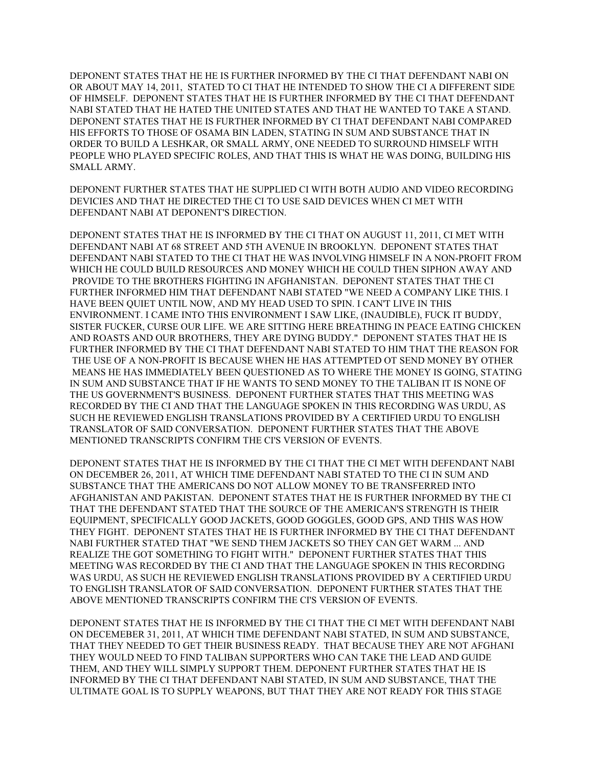DEPONENT STATES THAT HE HE IS FURTHER INFORMED BY THE CI THAT DEFENDANT NABI ON OR ABOUT MAY 14, 2011, STATED TO CI THAT HE INTENDED TO SHOW THE CI A DIFFERENT SIDE OF HIMSELF. DEPONENT STATES THAT HE IS FURTHER INFORMED BY THE CI THAT DEFENDANT NABI STATED THAT HE HATED THE UNITED STATES AND THAT HE WANTED TO TAKE A STAND. DEPONENT STATES THAT HE IS FURTHER INFORMED BY CI THAT DEFENDANT NABI COMPARED HIS EFFORTS TO THOSE OF OSAMA BIN LADEN, STATING IN SUM AND SUBSTANCE THAT IN ORDER TO BUILD A LESHKAR, OR SMALL ARMY, ONE NEEDED TO SURROUND HIMSELF WITH PEOPLE WHO PLAYED SPECIFIC ROLES, AND THAT THIS IS WHAT HE WAS DOING, BUILDING HIS SMALL ARMY.

DEPONENT FURTHER STATES THAT HE SUPPLIED CI WITH BOTH AUDIO AND VIDEO RECORDING DEVICIES AND THAT HE DIRECTED THE CI TO USE SAID DEVICES WHEN CI MET WITH DEFENDANT NABI AT DEPONENT'S DIRECTION.

DEPONENT STATES THAT HE IS INFORMED BY THE CI THAT ON AUGUST 11, 2011, CI MET WITH DEFENDANT NABI AT 68 STREET AND 5TH AVENUE IN BROOKLYN. DEPONENT STATES THAT DEFENDANT NABI STATED TO THE CI THAT HE WAS INVOLVING HIMSELF IN A NON-PROFIT FROM WHICH HE COULD BUILD RESOURCES AND MONEY WHICH HE COULD THEN SIPHON AWAY AND PROVIDE TO THE BROTHERS FIGHTING IN AFGHANISTAN. DEPONENT STATES THAT THE CI FURTHER INFORMED HIM THAT DEFENDANT NABI STATED "WE NEED A COMPANY LIKE THIS. I HAVE BEEN QUIET UNTIL NOW, AND MY HEAD USED TO SPIN. I CAN'T LIVE IN THIS ENVIRONMENT. I CAME INTO THIS ENVIRONMENT I SAW LIKE, (INAUDIBLE), FUCK IT BUDDY, SISTER FUCKER, CURSE OUR LIFE. WE ARE SITTING HERE BREATHING IN PEACE EATING CHICKEN AND ROASTS AND OUR BROTHERS, THEY ARE DYING BUDDY." DEPONENT STATES THAT HE IS FURTHER INFORMED BY THE CI THAT DEFENDANT NABI STATED TO HIM THAT THE REASON FOR THE USE OF A NON-PROFIT IS BECAUSE WHEN HE HAS ATTEMPTED OT SEND MONEY BY OTHER MEANS HE HAS IMMEDIATELY BEEN QUESTIONED AS TO WHERE THE MONEY IS GOING, STATING IN SUM AND SUBSTANCE THAT IF HE WANTS TO SEND MONEY TO THE TALIBAN IT IS NONE OF THE US GOVERNMENT'S BUSINESS. DEPONENT FURTHER STATES THAT THIS MEETING WAS RECORDED BY THE CI AND THAT THE LANGUAGE SPOKEN IN THIS RECORDING WAS URDU, AS SUCH HE REVIEWED ENGLISH TRANSLATIONS PROVIDED BY A CERTIFIED URDU TO ENGLISH TRANSLATOR OF SAID CONVERSATION. DEPONENT FURTHER STATES THAT THE ABOVE MENTIONED TRANSCRIPTS CONFIRM THE CI'S VERSION OF EVENTS.

DEPONENT STATES THAT HE IS INFORMED BY THE CI THAT THE CI MET WITH DEFENDANT NABI ON DECEMBER 26, 2011, AT WHICH TIME DEFENDANT NABI STATED TO THE CI IN SUM AND SUBSTANCE THAT THE AMERICANS DO NOT ALLOW MONEY TO BE TRANSFERRED INTO AFGHANISTAN AND PAKISTAN. DEPONENT STATES THAT HE IS FURTHER INFORMED BY THE CI THAT THE DEFENDANT STATED THAT THE SOURCE OF THE AMERICAN'S STRENGTH IS THEIR EQUIPMENT, SPECIFICALLY GOOD JACKETS, GOOD GOGGLES, GOOD GPS, AND THIS WAS HOW THEY FIGHT. DEPONENT STATES THAT HE IS FURTHER INFORMED BY THE CI THAT DEFENDANT NABI FURTHER STATED THAT "WE SEND THEM JACKETS SO THEY CAN GET WARM ... AND REALIZE THE GOT SOMETHING TO FIGHT WITH." DEPONENT FURTHER STATES THAT THIS MEETING WAS RECORDED BY THE CI AND THAT THE LANGUAGE SPOKEN IN THIS RECORDING WAS URDU, AS SUCH HE REVIEWED ENGLISH TRANSLATIONS PROVIDED BY A CERTIFIED URDU TO ENGLISH TRANSLATOR OF SAID CONVERSATION. DEPONENT FURTHER STATES THAT THE ABOVE MENTIONED TRANSCRIPTS CONFIRM THE CI'S VERSION OF EVENTS.

DEPONENT STATES THAT HE IS INFORMED BY THE CI THAT THE CI MET WITH DEFENDANT NABI ON DECEMEBER 31, 2011, AT WHICH TIME DEFENDANT NABI STATED, IN SUM AND SUBSTANCE, THAT THEY NEEDED TO GET THEIR BUSINESS READY. THAT BECAUSE THEY ARE NOT AFGHANI THEY WOULD NEED TO FIND TALIBAN SUPPORTERS WHO CAN TAKE THE LEAD AND GUIDE THEM, AND THEY WILL SIMPLY SUPPORT THEM. DEPONENT FURTHER STATES THAT HE IS INFORMED BY THE CI THAT DEFENDANT NABI STATED, IN SUM AND SUBSTANCE, THAT THE ULTIMATE GOAL IS TO SUPPLY WEAPONS, BUT THAT THEY ARE NOT READY FOR THIS STAGE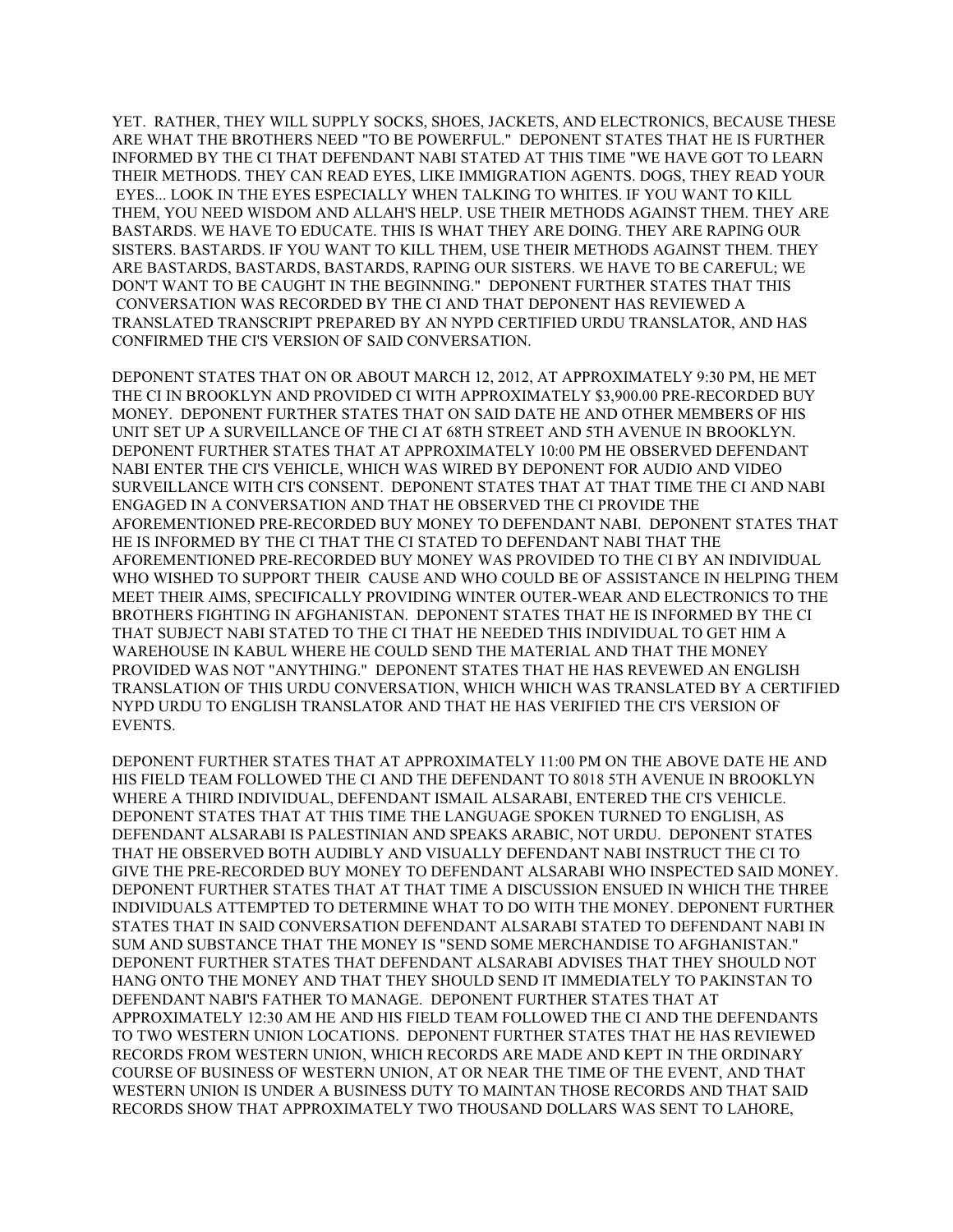YET. RATHER, THEY WILL SUPPLY SOCKS, SHOES, JACKETS, AND ELECTRONICS, BECAUSE THESE ARE WHAT THE BROTHERS NEED "TO BE POWERFUL." DEPONENT STATES THAT HE IS FURTHER INFORMED BY THE CI THAT DEFENDANT NABI STATED AT THIS TIME "WE HAVE GOT TO LEARN THEIR METHODS. THEY CAN READ EYES, LIKE IMMIGRATION AGENTS. DOGS, THEY READ YOUR EYES... LOOK IN THE EYES ESPECIALLY WHEN TALKING TO WHITES. IF YOU WANT TO KILL THEM, YOU NEED WISDOM AND ALLAH'S HELP. USE THEIR METHODS AGAINST THEM. THEY ARE BASTARDS. WE HAVE TO EDUCATE. THIS IS WHAT THEY ARE DOING. THEY ARE RAPING OUR SISTERS. BASTARDS. IF YOU WANT TO KILL THEM, USE THEIR METHODS AGAINST THEM. THEY ARE BASTARDS, BASTARDS, BASTARDS, RAPING OUR SISTERS. WE HAVE TO BE CAREFUL; WE DON'T WANT TO BE CAUGHT IN THE BEGINNING." DEPONENT FURTHER STATES THAT THIS CONVERSATION WAS RECORDED BY THE CI AND THAT DEPONENT HAS REVIEWED A TRANSLATED TRANSCRIPT PREPARED BY AN NYPD CERTIFIED URDU TRANSLATOR, AND HAS CONFIRMED THE CI'S VERSION OF SAID CONVERSATION.

DEPONENT STATES THAT ON OR ABOUT MARCH 12, 2012, AT APPROXIMATELY 9:30 PM, HE MET THE CI IN BROOKLYN AND PROVIDED CI WITH APPROXIMATELY $3,900.00 PRE-RECORDED BUY MONEY. DEPONENT FURTHER STATES THAT ON SAID DATE HE AND OTHER MEMBERS OF HIS UNIT SET UP A SURVEILLANCE OF THE CI AT 68TH STREET AND 5TH AVENUE IN BROOKLYN. DEPONENT FURTHER STATES THAT AT APPROXIMATELY 10:00 PM HE OBSERVED DEFENDANT NABI ENTER THE CI'S VEHICLE, WHICH WAS WIRED BY DEPONENT FOR AUDIO AND VIDEO SURVEILLANCE WITH CI'S CONSENT. DEPONENT STATES THAT AT THAT TIME THE CI AND NABI ENGAGED IN A CONVERSATION AND THAT HE OBSERVED THE CI PROVIDE THE AFOREMENTIONED PRE-RECORDED BUY MONEY TO DEFENDANT NABI. DEPONENT STATES THAT HE IS INFORMED BY THE CI THAT THE CI STATED TO DEFENDANT NABI THAT THE AFOREMENTIONED PRE-RECORDED BUY MONEY WAS PROVIDED TO THE CI BY AN INDIVIDUAL WHO WISHED TO SUPPORT THEIR CAUSE AND WHO COULD BE OF ASSISTANCE IN HELPING THEM MEET THEIR AIMS, SPECIFICALLY PROVIDING WINTER OUTER-WEAR AND ELECTRONICS TO THE BROTHERS FIGHTING IN AFGHANISTAN. DEPONENT STATES THAT HE IS INFORMED BY THE CI THAT SUBJECT NABI STATED TO THE CI THAT HE NEEDED THIS INDIVIDUAL TO GET HIM A WAREHOUSE IN KABUL WHERE HE COULD SEND THE MATERIAL AND THAT THE MONEY PROVIDED WAS NOT "ANYTHING." DEPONENT STATES THAT HE HAS REVEWED AN ENGLISH TRANSLATION OF THIS URDU CONVERSATION, WHICH WHICH WAS TRANSLATED BY A CERTIFIED NYPD URDU TO ENGLISH TRANSLATOR AND THAT HE HAS VERIFIED THE CI'S VERSION OF EVENTS.

DEPONENT FURTHER STATES THAT AT APPROXIMATELY 11:00 PM ON THE ABOVE DATE HE AND HIS FIELD TEAM FOLLOWED THE CI AND THE DEFENDANT TO 8018 5TH AVENUE IN BROOKLYN WHERE A THIRD INDIVIDUAL, DEFENDANT ISMAIL ALSARABI, ENTERED THE CI'S VEHICLE. DEPONENT STATES THAT AT THIS TIME THE LANGUAGE SPOKEN TURNED TO ENGLISH, AS DEFENDANT ALSARABI IS PALESTINIAN AND SPEAKS ARABIC, NOT URDU. DEPONENT STATES THAT HE OBSERVED BOTH AUDIBLY AND VISUALLY DEFENDANT NABI INSTRUCT THE CI TO GIVE THE PRE-RECORDED BUY MONEY TO DEFENDANT ALSARABI WHO INSPECTED SAID MONEY. DEPONENT FURTHER STATES THAT AT THAT TIME A DISCUSSION ENSUED IN WHICH THE THREE INDIVIDUALS ATTEMPTED TO DETERMINE WHAT TO DO WITH THE MONEY. DEPONENT FURTHER STATES THAT IN SAID CONVERSATION DEFENDANT ALSARABI STATED TO DEFENDANT NABI IN SUM AND SUBSTANCE THAT THE MONEY IS "SEND SOME MERCHANDISE TO AFGHANISTAN." DEPONENT FURTHER STATES THAT DEFENDANT ALSARABI ADVISES THAT THEY SHOULD NOT HANG ONTO THE MONEY AND THAT THEY SHOULD SEND IT IMMEDIATELY TO PAKINSTAN TO DEFENDANT NABI'S FATHER TO MANAGE. DEPONENT FURTHER STATES THAT AT APPROXIMATELY 12:30 AM HE AND HIS FIELD TEAM FOLLOWED THE CI AND THE DEFENDANTS TO TWO WESTERN UNION LOCATIONS. DEPONENT FURTHER STATES THAT HE HAS REVIEWED RECORDS FROM WESTERN UNION, WHICH RECORDS ARE MADE AND KEPT IN THE ORDINARY COURSE OF BUSINESS OF WESTERN UNION, AT OR NEAR THE TIME OF THE EVENT, AND THAT WESTERN UNION IS UNDER A BUSINESS DUTY TO MAINTAN THOSE RECORDS AND THAT SAID RECORDS SHOW THAT APPROXIMATELY TWO THOUSAND DOLLARS WAS SENT TO LAHORE,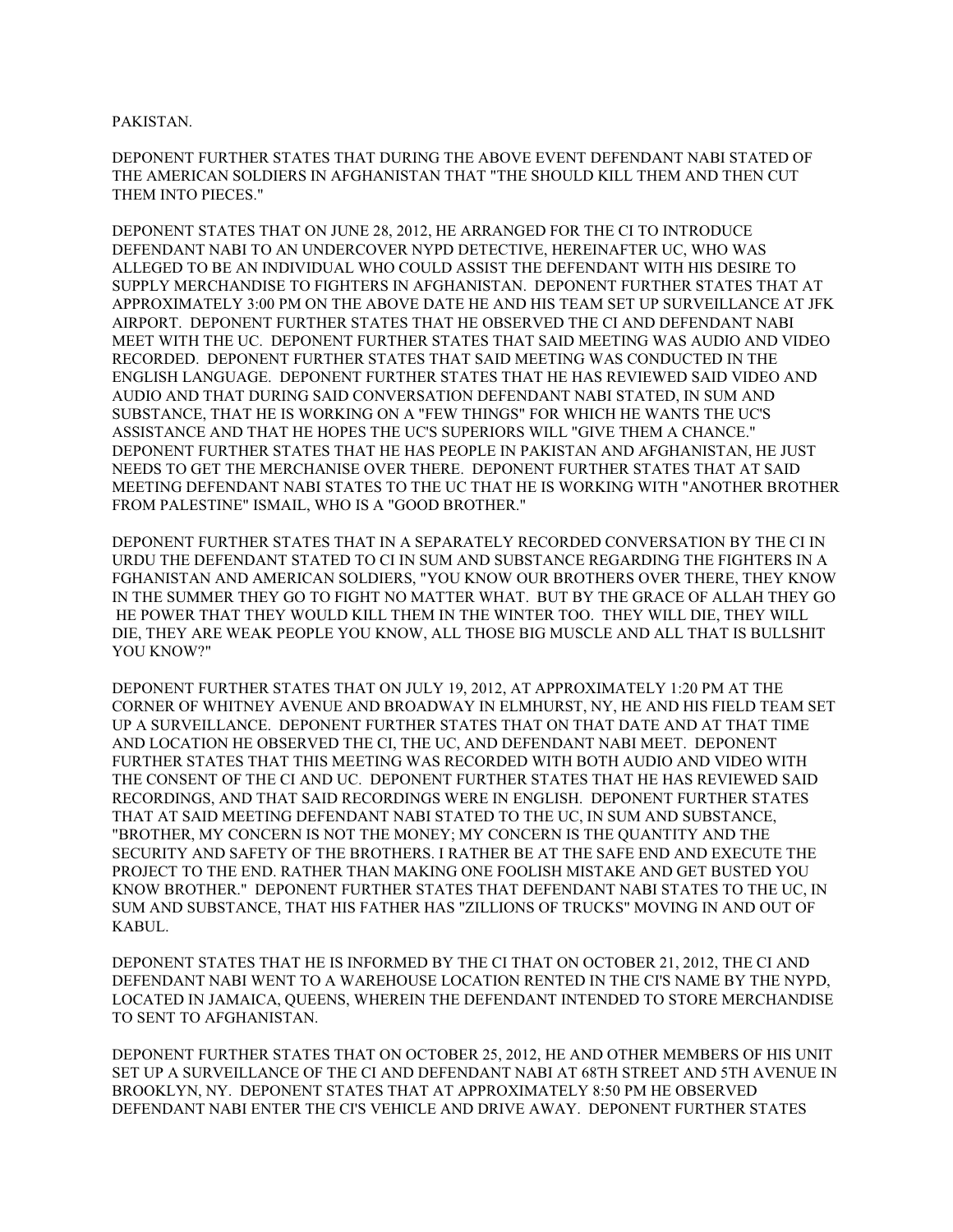PAKISTAN.

DEPONENT FURTHER STATES THAT DURING THE ABOVE EVENT DEFENDANT NABI STATED OF THE AMERICAN SOLDIERS IN AFGHANISTAN THAT "THE SHOULD KILL THEM AND THEN CUT THEM INTO PIECES."

DEPONENT STATES THAT ON JUNE 28, 2012, HE ARRANGED FOR THE CI TO INTRODUCE DEFENDANT NABI TO AN UNDERCOVER NYPD DETECTIVE, HEREINAFTER UC, WHO WAS ALLEGED TO BE AN INDIVIDUAL WHO COULD ASSIST THE DEFENDANT WITH HIS DESIRE TO SUPPLY MERCHANDISE TO FIGHTERS IN AFGHANISTAN. DEPONENT FURTHER STATES THAT AT APPROXIMATELY 3:00 PM ON THE ABOVE DATE HE AND HIS TEAM SET UP SURVEILLANCE AT JFK AIRPORT. DEPONENT FURTHER STATES THAT HE OBSERVED THE CI AND DEFENDANT NABI MEET WITH THE UC. DEPONENT FURTHER STATES THAT SAID MEETING WAS AUDIO AND VIDEO RECORDED. DEPONENT FURTHER STATES THAT SAID MEETING WAS CONDUCTED IN THE ENGLISH LANGUAGE. DEPONENT FURTHER STATES THAT HE HAS REVIEWED SAID VIDEO AND AUDIO AND THAT DURING SAID CONVERSATION DEFENDANT NABI STATED, IN SUM AND SUBSTANCE, THAT HE IS WORKING ON A "FEW THINGS" FOR WHICH HE WANTS THE UC'S ASSISTANCE AND THAT HE HOPES THE UC'S SUPERIORS WILL "GIVE THEM A CHANCE." DEPONENT FURTHER STATES THAT HE HAS PEOPLE IN PAKISTAN AND AFGHANISTAN, HE JUST NEEDS TO GET THE MERCHANISE OVER THERE. DEPONENT FURTHER STATES THAT AT SAID MEETING DEFENDANT NABI STATES TO THE UC THAT HE IS WORKING WITH "ANOTHER BROTHER FROM PALESTINE" ISMAIL, WHO IS A "GOOD BROTHER."

DEPONENT FURTHER STATES THAT IN A SEPARATELY RECORDED CONVERSATION BY THE CI IN URDU THE DEFENDANT STATED TO CI IN SUM AND SUBSTANCE REGARDING THE FIGHTERS IN A FGHANISTAN AND AMERICAN SOLDIERS, "YOU KNOW OUR BROTHERS OVER THERE, THEY KNOW IN THE SUMMER THEY GO TO FIGHT NO MATTER WHAT. BUT BY THE GRACE OF ALLAH THEY GO HE POWER THAT THEY WOULD KILL THEM IN THE WINTER TOO. THEY WILL DIE, THEY WILL DIE, THEY ARE WEAK PEOPLE YOU KNOW, ALL THOSE BIG MUSCLE AND ALL THAT IS BULLSHIT YOU KNOW?"

DEPONENT FURTHER STATES THAT ON JULY 19, 2012, AT APPROXIMATELY 1:20 PM AT THE CORNER OF WHITNEY AVENUE AND BROADWAY IN ELMHURST, NY, HE AND HIS FIELD TEAM SET UP A SURVEILLANCE. DEPONENT FURTHER STATES THAT ON THAT DATE AND AT THAT TIME AND LOCATION HE OBSERVED THE CI, THE UC, AND DEFENDANT NABI MEET. DEPONENT FURTHER STATES THAT THIS MEETING WAS RECORDED WITH BOTH AUDIO AND VIDEO WITH THE CONSENT OF THE CI AND UC. DEPONENT FURTHER STATES THAT HE HAS REVIEWED SAID RECORDINGS, AND THAT SAID RECORDINGS WERE IN ENGLISH. DEPONENT FURTHER STATES THAT AT SAID MEETING DEFENDANT NABI STATED TO THE UC, IN SUM AND SUBSTANCE, "BROTHER, MY CONCERN IS NOT THE MONEY; MY CONCERN IS THE QUANTITY AND THE SECURITY AND SAFETY OF THE BROTHERS. I RATHER BE AT THE SAFE END AND EXECUTE THE PROJECT TO THE END. RATHER THAN MAKING ONE FOOLISH MISTAKE AND GET BUSTED YOU KNOW BROTHER." DEPONENT FURTHER STATES THAT DEFENDANT NABI STATES TO THE UC, IN SUM AND SUBSTANCE, THAT HIS FATHER HAS "ZILLIONS OF TRUCKS" MOVING IN AND OUT OF KABUL.

DEPONENT STATES THAT HE IS INFORMED BY THE CI THAT ON OCTOBER 21, 2012, THE CI AND DEFENDANT NABI WENT TO A WAREHOUSE LOCATION RENTED IN THE CI'S NAME BY THE NYPD, LOCATED IN JAMAICA, QUEENS, WHEREIN THE DEFENDANT INTENDED TO STORE MERCHANDISE TO SENT TO AFGHANISTAN.

DEPONENT FURTHER STATES THAT ON OCTOBER 25, 2012, HE AND OTHER MEMBERS OF HIS UNIT SET UP A SURVEILLANCE OF THE CI AND DEFENDANT NABI AT 68TH STREET AND 5TH AVENUE IN BROOKLYN, NY. DEPONENT STATES THAT AT APPROXIMATELY 8:50 PM HE OBSERVED DEFENDANT NABI ENTER THE CI'S VEHICLE AND DRIVE AWAY. DEPONENT FURTHER STATES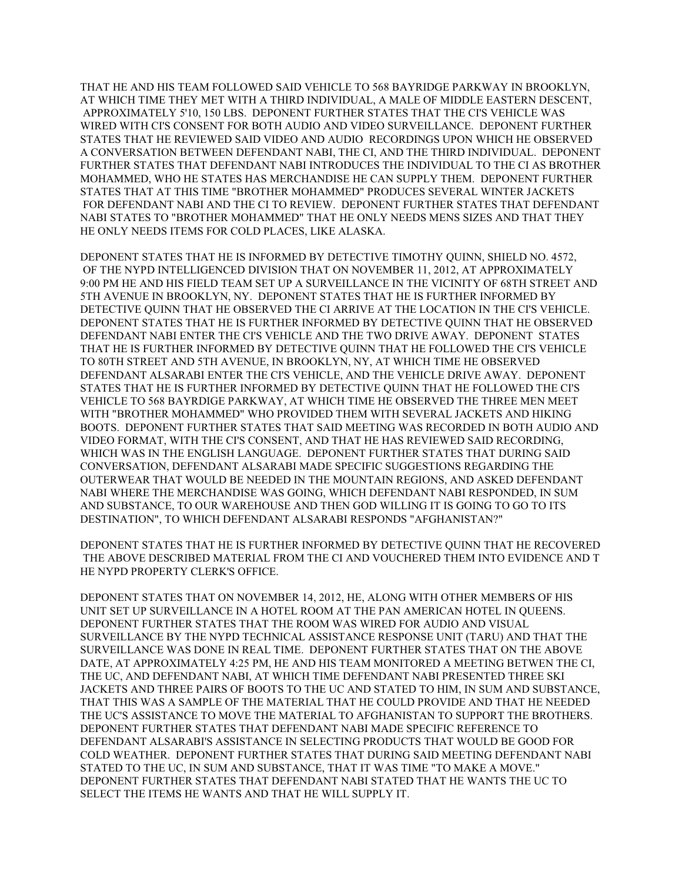THAT HE AND HIS TEAM FOLLOWED SAID VEHICLE TO 568 BAYRIDGE PARKWAY IN BROOKLYN, AT WHICH TIME THEY MET WITH A THIRD INDIVIDUAL, A MALE OF MIDDLE EASTERN DESCENT, APPROXIMATELY 5'10, 150 LBS. DEPONENT FURTHER STATES THAT THE CI'S VEHICLE WAS WIRED WITH CI'S CONSENT FOR BOTH AUDIO AND VIDEO SURVEILLANCE. DEPONENT FURTHER STATES THAT HE REVIEWED SAID VIDEO AND AUDIO RECORDINGS UPON WHICH HE OBSERVED A CONVERSATION BETWEEN DEFENDANT NABI, THE CI, AND THE THIRD INDIVIDUAL. DEPONENT FURTHER STATES THAT DEFENDANT NABI INTRODUCES THE INDIVIDUAL TO THE CI AS BROTHER MOHAMMED, WHO HE STATES HAS MERCHANDISE HE CAN SUPPLY THEM. DEPONENT FURTHER STATES THAT AT THIS TIME "BROTHER MOHAMMED" PRODUCES SEVERAL WINTER JACKETS FOR DEFENDANT NABI AND THE CI TO REVIEW. DEPONENT FURTHER STATES THAT DEFENDANT NABI STATES TO "BROTHER MOHAMMED" THAT HE ONLY NEEDS MENS SIZES AND THAT THEY HE ONLY NEEDS ITEMS FOR COLD PLACES, LIKE ALASKA.

DEPONENT STATES THAT HE IS INFORMED BY DETECTIVE TIMOTHY QUINN, SHIELD NO. 4572, OF THE NYPD INTELLIGENCED DIVISION THAT ON NOVEMBER 11, 2012, AT APPROXIMATELY 9:00 PM HE AND HIS FIELD TEAM SET UP A SURVEILLANCE IN THE VICINITY OF 68TH STREET AND 5TH AVENUE IN BROOKLYN, NY. DEPONENT STATES THAT HE IS FURTHER INFORMED BY DETECTIVE QUINN THAT HE OBSERVED THE CI ARRIVE AT THE LOCATION IN THE CI'S VEHICLE. DEPONENT STATES THAT HE IS FURTHER INFORMED BY DETECTIVE QUINN THAT HE OBSERVED DEFENDANT NABI ENTER THE CI'S VEHICLE AND THE TWO DRIVE AWAY. DEPONENT STATES THAT HE IS FURTHER INFORMED BY DETECTIVE QUINN THAT HE FOLLOWED THE CI'S VEHICLE TO 80TH STREET AND 5TH AVENUE, IN BROOKLYN, NY, AT WHICH TIME HE OBSERVED DEFENDANT ALSARABI ENTER THE CI'S VEHICLE, AND THE VEHICLE DRIVE AWAY. DEPONENT STATES THAT HE IS FURTHER INFORMED BY DETECTIVE QUINN THAT HE FOLLOWED THE CI'S VEHICLE TO 568 BAYRDIGE PARKWAY, AT WHICH TIME HE OBSERVED THE THREE MEN MEET WITH "BROTHER MOHAMMED" WHO PROVIDED THEM WITH SEVERAL JACKETS AND HIKING BOOTS. DEPONENT FURTHER STATES THAT SAID MEETING WAS RECORDED IN BOTH AUDIO AND VIDEO FORMAT, WITH THE CI'S CONSENT, AND THAT HE HAS REVIEWED SAID RECORDING, WHICH WAS IN THE ENGLISH LANGUAGE. DEPONENT FURTHER STATES THAT DURING SAID CONVERSATION, DEFENDANT ALSARABI MADE SPECIFIC SUGGESTIONS REGARDING THE OUTERWEAR THAT WOULD BE NEEDED IN THE MOUNTAIN REGIONS, AND ASKED DEFENDANT NABI WHERE THE MERCHANDISE WAS GOING, WHICH DEFENDANT NABI RESPONDED, IN SUM AND SUBSTANCE, TO OUR WAREHOUSE AND THEN GOD WILLING IT IS GOING TO GO TO ITS DESTINATION", TO WHICH DEFENDANT ALSARABI RESPONDS "AFGHANISTAN?"

DEPONENT STATES THAT HE IS FURTHER INFORMED BY DETECTIVE QUINN THAT HE RECOVERED THE ABOVE DESCRIBED MATERIAL FROM THE CI AND VOUCHERED THEM INTO EVIDENCE AND T HE NYPD PROPERTY CLERK'S OFFICE.

DEPONENT STATES THAT ON NOVEMBER 14, 2012, HE, ALONG WITH OTHER MEMBERS OF HIS UNIT SET UP SURVEILLANCE IN A HOTEL ROOM AT THE PAN AMERICAN HOTEL IN QUEENS. DEPONENT FURTHER STATES THAT THE ROOM WAS WIRED FOR AUDIO AND VISUAL SURVEILLANCE BY THE NYPD TECHNICAL ASSISTANCE RESPONSE UNIT (TARU) AND THAT THE SURVEILLANCE WAS DONE IN REAL TIME. DEPONENT FURTHER STATES THAT ON THE ABOVE DATE, AT APPROXIMATELY 4:25 PM, HE AND HIS TEAM MONITORED A MEETING BETWEN THE CI, THE UC, AND DEFENDANT NABI, AT WHICH TIME DEFENDANT NABI PRESENTED THREE SKI JACKETS AND THREE PAIRS OF BOOTS TO THE UC AND STATED TO HIM, IN SUM AND SUBSTANCE, THAT THIS WAS A SAMPLE OF THE MATERIAL THAT HE COULD PROVIDE AND THAT HE NEEDED THE UC'S ASSISTANCE TO MOVE THE MATERIAL TO AFGHANISTAN TO SUPPORT THE BROTHERS. DEPONENT FURTHER STATES THAT DEFENDANT NABI MADE SPECIFIC REFERENCE TO DEFENDANT ALSARABI'S ASSISTANCE IN SELECTING PRODUCTS THAT WOULD BE GOOD FOR COLD WEATHER. DEPONENT FURTHER STATES THAT DURING SAID MEETING DEFENDANT NABI STATED TO THE UC, IN SUM AND SUBSTANCE, THAT IT WAS TIME "TO MAKE A MOVE." DEPONENT FURTHER STATES THAT DEFENDANT NABI STATED THAT HE WANTS THE UC TO SELECT THE ITEMS HE WANTS AND THAT HE WILL SUPPLY IT.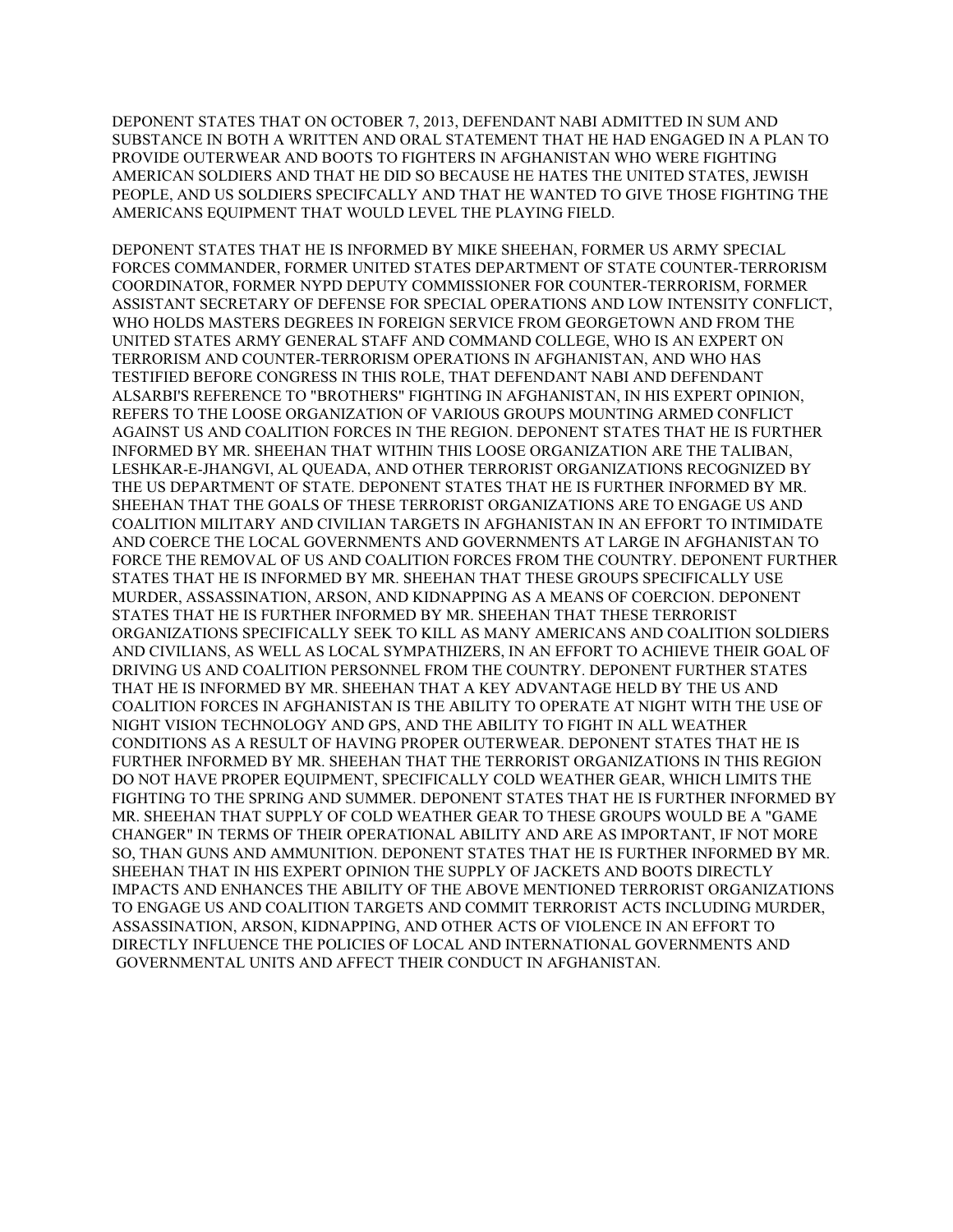DEPONENT STATES THAT ON OCTOBER 7, 2013, DEFENDANT NABI ADMITTED IN SUM AND SUBSTANCE IN BOTH A WRITTEN AND ORAL STATEMENT THAT HE HAD ENGAGED IN A PLAN TO PROVIDE OUTERWEAR AND BOOTS TO FIGHTERS IN AFGHANISTAN WHO WERE FIGHTING AMERICAN SOLDIERS AND THAT HE DID SO BECAUSE HE HATES THE UNITED STATES, JEWISH PEOPLE, AND US SOLDIERS SPECIFCALLY AND THAT HE WANTED TO GIVE THOSE FIGHTING THE AMERICANS EQUIPMENT THAT WOULD LEVEL THE PLAYING FIELD.

DEPONENT STATES THAT HE IS INFORMED BY MIKE SHEEHAN, FORMER US ARMY SPECIAL FORCES COMMANDER, FORMER UNITED STATES DEPARTMENT OF STATE COUNTER-TERRORISM COORDINATOR, FORMER NYPD DEPUTY COMMISSIONER FOR COUNTER-TERRORISM, FORMER ASSISTANT SECRETARY OF DEFENSE FOR SPECIAL OPERATIONS AND LOW INTENSITY CONFLICT, WHO HOLDS MASTERS DEGREES IN FOREIGN SERVICE FROM GEORGETOWN AND FROM THE UNITED STATES ARMY GENERAL STAFF AND COMMAND COLLEGE, WHO IS AN EXPERT ON TERRORISM AND COUNTER-TERRORISM OPERATIONS IN AFGHANISTAN, AND WHO HAS TESTIFIED BEFORE CONGRESS IN THIS ROLE, THAT DEFENDANT NABI AND DEFENDANT ALSARBI'S REFERENCE TO "BROTHERS" FIGHTING IN AFGHANISTAN, IN HIS EXPERT OPINION, REFERS TO THE LOOSE ORGANIZATION OF VARIOUS GROUPS MOUNTING ARMED CONFLICT AGAINST US AND COALITION FORCES IN THE REGION. DEPONENT STATES THAT HE IS FURTHER INFORMED BY MR. SHEEHAN THAT WITHIN THIS LOOSE ORGANIZATION ARE THE TALIBAN, LESHKAR-E-JHANGVI, AL QUEADA, AND OTHER TERRORIST ORGANIZATIONS RECOGNIZED BY THE US DEPARTMENT OF STATE. DEPONENT STATES THAT HE IS FURTHER INFORMED BY MR. SHEEHAN THAT THE GOALS OF THESE TERRORIST ORGANIZATIONS ARE TO ENGAGE US AND COALITION MILITARY AND CIVILIAN TARGETS IN AFGHANISTAN IN AN EFFORT TO INTIMIDATE AND COERCE THE LOCAL GOVERNMENTS AND GOVERNMENTS AT LARGE IN AFGHANISTAN TO FORCE THE REMOVAL OF US AND COALITION FORCES FROM THE COUNTRY. DEPONENT FURTHER STATES THAT HE IS INFORMED BY MR. SHEEHAN THAT THESE GROUPS SPECIFICALLY USE MURDER, ASSASSINATION, ARSON, AND KIDNAPPING AS A MEANS OF COERCION. DEPONENT STATES THAT HE IS FURTHER INFORMED BY MR. SHEEHAN THAT THESE TERRORIST ORGANIZATIONS SPECIFICALLY SEEK TO KILL AS MANY AMERICANS AND COALITION SOLDIERS AND CIVILIANS, AS WELL AS LOCAL SYMPATHIZERS, IN AN EFFORT TO ACHIEVE THEIR GOAL OF DRIVING US AND COALITION PERSONNEL FROM THE COUNTRY. DEPONENT FURTHER STATES THAT HE IS INFORMED BY MR. SHEEHAN THAT A KEY ADVANTAGE HELD BY THE US AND COALITION FORCES IN AFGHANISTAN IS THE ABILITY TO OPERATE AT NIGHT WITH THE USE OF NIGHT VISION TECHNOLOGY AND GPS, AND THE ABILITY TO FIGHT IN ALL WEATHER CONDITIONS AS A RESULT OF HAVING PROPER OUTERWEAR. DEPONENT STATES THAT HE IS FURTHER INFORMED BY MR. SHEEHAN THAT THE TERRORIST ORGANIZATIONS IN THIS REGION DO NOT HAVE PROPER EQUIPMENT, SPECIFICALLY COLD WEATHER GEAR, WHICH LIMITS THE FIGHTING TO THE SPRING AND SUMMER. DEPONENT STATES THAT HE IS FURTHER INFORMED BY MR. SHEEHAN THAT SUPPLY OF COLD WEATHER GEAR TO THESE GROUPS WOULD BE A "GAME CHANGER" IN TERMS OF THEIR OPERATIONAL ABILITY AND ARE AS IMPORTANT, IF NOT MORE SO, THAN GUNS AND AMMUNITION. DEPONENT STATES THAT HE IS FURTHER INFORMED BY MR. SHEEHAN THAT IN HIS EXPERT OPINION THE SUPPLY OF JACKETS AND BOOTS DIRECTLY IMPACTS AND ENHANCES THE ABILITY OF THE ABOVE MENTIONED TERRORIST ORGANIZATIONS TO ENGAGE US AND COALITION TARGETS AND COMMIT TERRORIST ACTS INCLUDING MURDER, ASSASSINATION, ARSON, KIDNAPPING, AND OTHER ACTS OF VIOLENCE IN AN EFFORT TO DIRECTLY INFLUENCE THE POLICIES OF LOCAL AND INTERNATIONAL GOVERNMENTS AND GOVERNMENTAL UNITS AND AFFECT THEIR CONDUCT IN AFGHANISTAN.